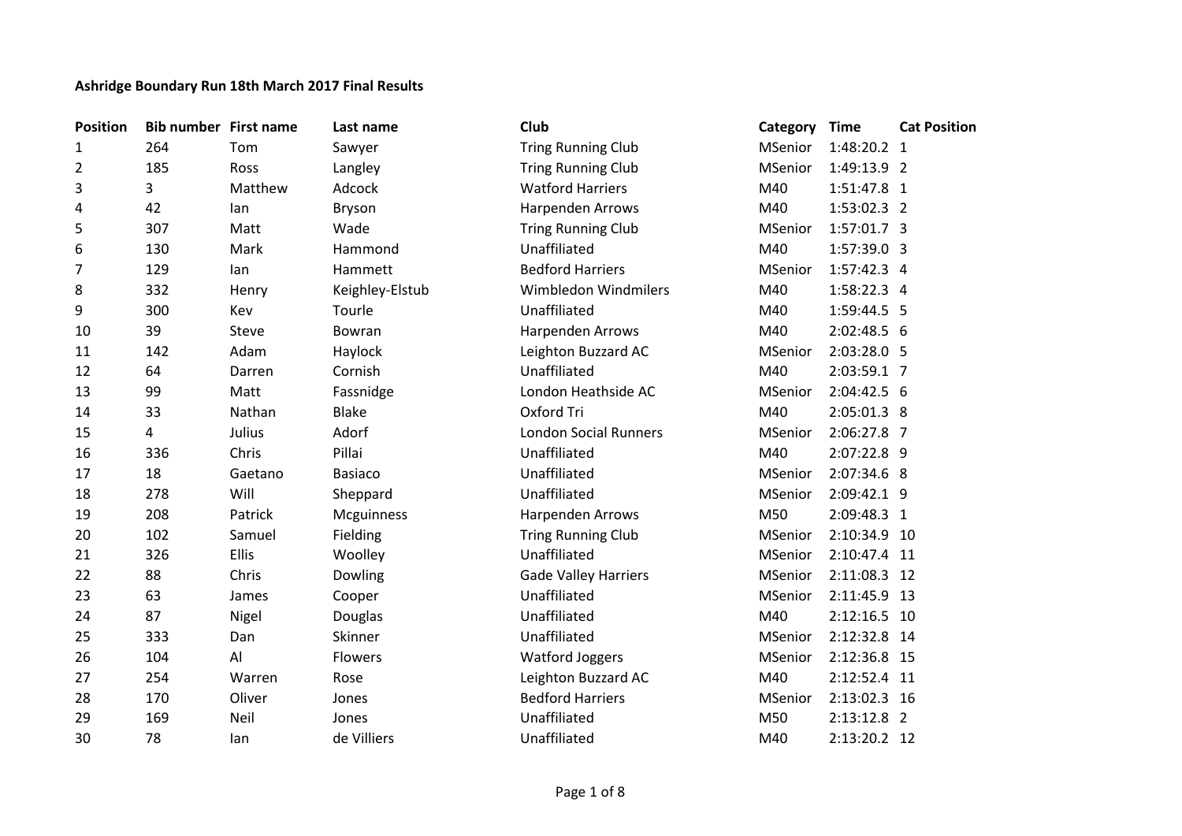**Ashridge Boundary Run 18th March 2017 Final Results**

| Position | Bib number | First name | Last name | Club | Category | Time | Cat Position |
|---|---|---|---|---|---|---|---|
| 1 | 264 | Tom | Sawyer | Tring Running Club | MSenior | 1:48:20.2 | 1 |
| 2 | 185 | Ross | Langley | Tring Running Club | MSenior | 1:49:13.9 | 2 |
| 3 | 3 | Matthew | Adcock | Watford Harriers | M40 | 1:51:47.8 | 1 |
| 4 | 42 | Ian | Bryson | Harpenden Arrows | M40 | 1:53:02.3 | 2 |
| 5 | 307 | Matt | Wade | Tring Running Club | MSenior | 1:57:01.7 | 3 |
| 6 | 130 | Mark | Hammond | Unaffiliated | M40 | 1:57:39.0 | 3 |
| 7 | 129 | Ian | Hammett | Bedford Harriers | MSenior | 1:57:42.3 | 4 |
| 8 | 332 | Henry | Keighley-Elstub | Wimbledon Windmilers | M40 | 1:58:22.3 | 4 |
| 9 | 300 | Kev | Tourle | Unaffiliated | M40 | 1:59:44.5 | 5 |
| 10 | 39 | Steve | Bowran | Harpenden Arrows | M40 | 2:02:48.5 | 6 |
| 11 | 142 | Adam | Haylock | Leighton Buzzard AC | MSenior | 2:03:28.0 | 5 |
| 12 | 64 | Darren | Cornish | Unaffiliated | M40 | 2:03:59.1 | 7 |
| 13 | 99 | Matt | Fassnidge | London Heathside AC | MSenior | 2:04:42.5 | 6 |
| 14 | 33 | Nathan | Blake | Oxford Tri | M40 | 2:05:01.3 | 8 |
| 15 | 4 | Julius | Adorf | London Social Runners | MSenior | 2:06:27.8 | 7 |
| 16 | 336 | Chris | Pillai | Unaffiliated | M40 | 2:07:22.8 | 9 |
| 17 | 18 | Gaetano | Basiaco | Unaffiliated | MSenior | 2:07:34.6 | 8 |
| 18 | 278 | Will | Sheppard | Unaffiliated | MSenior | 2:09:42.1 | 9 |
| 19 | 208 | Patrick | Mcguinness | Harpenden Arrows | M50 | 2:09:48.3 | 1 |
| 20 | 102 | Samuel | Fielding | Tring Running Club | MSenior | 2:10:34.9 | 10 |
| 21 | 326 | Ellis | Woolley | Unaffiliated | MSenior | 2:10:47.4 | 11 |
| 22 | 88 | Chris | Dowling | Gade Valley Harriers | MSenior | 2:11:08.3 | 12 |
| 23 | 63 | James | Cooper | Unaffiliated | MSenior | 2:11:45.9 | 13 |
| 24 | 87 | Nigel | Douglas | Unaffiliated | M40 | 2:12:16.5 | 10 |
| 25 | 333 | Dan | Skinner | Unaffiliated | MSenior | 2:12:32.8 | 14 |
| 26 | 104 | Al | Flowers | Watford Joggers | MSenior | 2:12:36.8 | 15 |
| 27 | 254 | Warren | Rose | Leighton Buzzard AC | M40 | 2:12:52.4 | 11 |
| 28 | 170 | Oliver | Jones | Bedford Harriers | MSenior | 2:13:02.3 | 16 |
| 29 | 169 | Neil | Jones | Unaffiliated | M50 | 2:13:12.8 | 2 |
| 30 | 78 | Ian | de Villiers | Unaffiliated | M40 | 2:13:20.2 | 12 |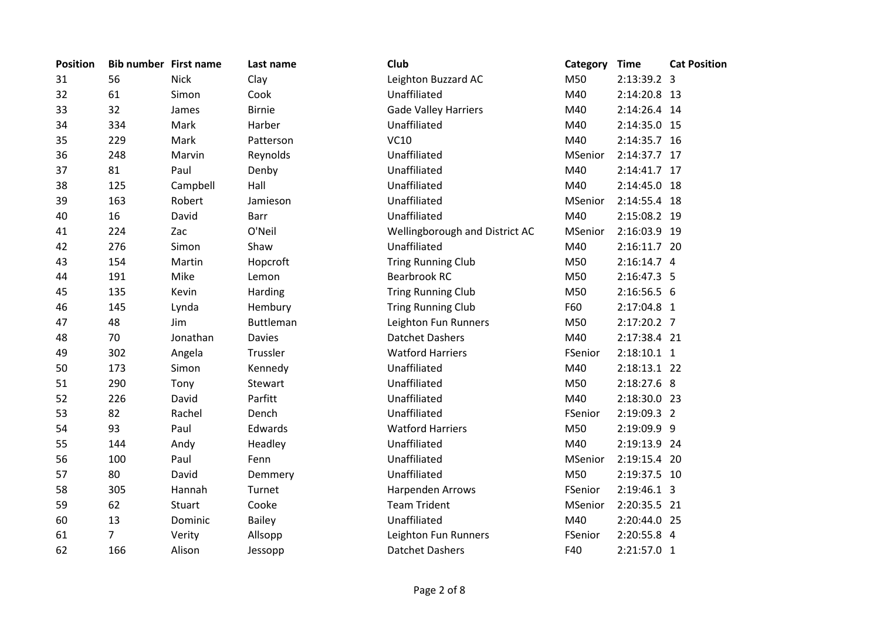| Position | Bib number | First name | Last name | Club | Category | Time | Cat Position |
|---|---|---|---|---|---|---|---|
| 31 | 56 | Nick | Clay | Leighton Buzzard AC | M50 | 2:13:39.2 | 3 |
| 32 | 61 | Simon | Cook | Unaffiliated | M40 | 2:14:20.8 | 13 |
| 33 | 32 | James | Birnie | Gade Valley Harriers | M40 | 2:14:26.4 | 14 |
| 34 | 334 | Mark | Harber | Unaffiliated | M40 | 2:14:35.0 | 15 |
| 35 | 229 | Mark | Patterson | VC10 | M40 | 2:14:35.7 | 16 |
| 36 | 248 | Marvin | Reynolds | Unaffiliated | MSenior | 2:14:37.7 | 17 |
| 37 | 81 | Paul | Denby | Unaffiliated | M40 | 2:14:41.7 | 17 |
| 38 | 125 | Campbell | Hall | Unaffiliated | M40 | 2:14:45.0 | 18 |
| 39 | 163 | Robert | Jamieson | Unaffiliated | MSenior | 2:14:55.4 | 18 |
| 40 | 16 | David | Barr | Unaffiliated | M40 | 2:15:08.2 | 19 |
| 41 | 224 | Zac | O'Neil | Wellingborough and District AC | MSenior | 2:16:03.9 | 19 |
| 42 | 276 | Simon | Shaw | Unaffiliated | M40 | 2:16:11.7 | 20 |
| 43 | 154 | Martin | Hopcroft | Tring Running Club | M50 | 2:16:14.7 | 4 |
| 44 | 191 | Mike | Lemon | Bearbrook RC | M50 | 2:16:47.3 | 5 |
| 45 | 135 | Kevin | Harding | Tring Running Club | M50 | 2:16:56.5 | 6 |
| 46 | 145 | Lynda | Hembury | Tring Running Club | F60 | 2:17:04.8 | 1 |
| 47 | 48 | Jim | Buttleman | Leighton Fun Runners | M50 | 2:17:20.2 | 7 |
| 48 | 70 | Jonathan | Davies | Datchet Dashers | M40 | 2:17:38.4 | 21 |
| 49 | 302 | Angela | Trussler | Watford Harriers | FSenior | 2:18:10.1 | 1 |
| 50 | 173 | Simon | Kennedy | Unaffiliated | M40 | 2:18:13.1 | 22 |
| 51 | 290 | Tony | Stewart | Unaffiliated | M50 | 2:18:27.6 | 8 |
| 52 | 226 | David | Parfitt | Unaffiliated | M40 | 2:18:30.0 | 23 |
| 53 | 82 | Rachel | Dench | Unaffiliated | FSenior | 2:19:09.3 | 2 |
| 54 | 93 | Paul | Edwards | Watford Harriers | M50 | 2:19:09.9 | 9 |
| 55 | 144 | Andy | Headley | Unaffiliated | M40 | 2:19:13.9 | 24 |
| 56 | 100 | Paul | Fenn | Unaffiliated | MSenior | 2:19:15.4 | 20 |
| 57 | 80 | David | Demmery | Unaffiliated | M50 | 2:19:37.5 | 10 |
| 58 | 305 | Hannah | Turnet | Harpenden Arrows | FSenior | 2:19:46.1 | 3 |
| 59 | 62 | Stuart | Cooke | Team Trident | MSenior | 2:20:35.5 | 21 |
| 60 | 13 | Dominic | Bailey | Unaffiliated | M40 | 2:20:44.0 | 25 |
| 61 | 7 | Verity | Allsopp | Leighton Fun Runners | FSenior | 2:20:55.8 | 4 |
| 62 | 166 | Alison | Jessopp | Datchet Dashers | F40 | 2:21:57.0 | 1 |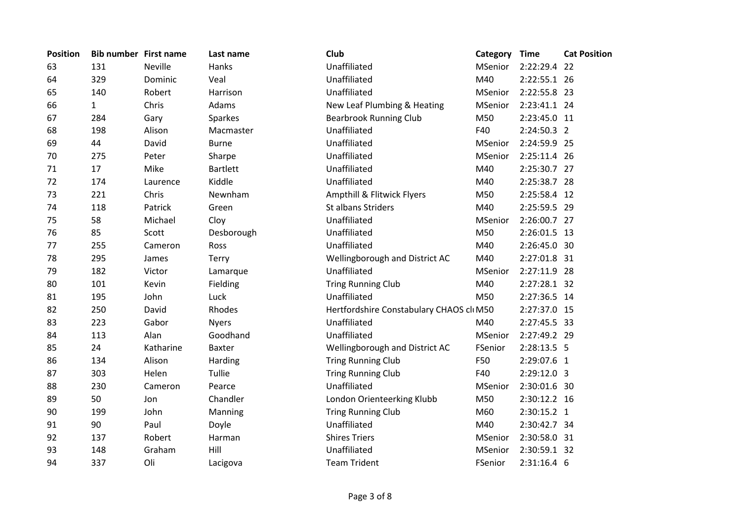| Position | Bib number | First name | Last name | Club | Category | Time | Cat Position |
|---|---|---|---|---|---|---|---|
| 63 | 131 | Neville | Hanks | Unaffiliated | MSenior | 2:22:29.4 | 22 |
| 64 | 329 | Dominic | Veal | Unaffiliated | M40 | 2:22:55.1 | 26 |
| 65 | 140 | Robert | Harrison | Unaffiliated | MSenior | 2:22:55.8 | 23 |
| 66 | 1 | Chris | Adams | New Leaf Plumbing & Heating | MSenior | 2:23:41.1 | 24 |
| 67 | 284 | Gary | Sparkes | Bearbrook Running Club | M50 | 2:23:45.0 | 11 |
| 68 | 198 | Alison | Macmaster | Unaffiliated | F40 | 2:24:50.3 | 2 |
| 69 | 44 | David | Burne | Unaffiliated | MSenior | 2:24:59.9 | 25 |
| 70 | 275 | Peter | Sharpe | Unaffiliated | MSenior | 2:25:11.4 | 26 |
| 71 | 17 | Mike | Bartlett | Unaffiliated | M40 | 2:25:30.7 | 27 |
| 72 | 174 | Laurence | Kiddle | Unaffiliated | M40 | 2:25:38.7 | 28 |
| 73 | 221 | Chris | Newnham | Ampthill & Flitwick Flyers | M50 | 2:25:58.4 | 12 |
| 74 | 118 | Patrick | Green | St albans Striders | M40 | 2:25:59.5 | 29 |
| 75 | 58 | Michael | Cloy | Unaffiliated | MSenior | 2:26:00.7 | 27 |
| 76 | 85 | Scott | Desborough | Unaffiliated | M50 | 2:26:01.5 | 13 |
| 77 | 255 | Cameron | Ross | Unaffiliated | M40 | 2:26:45.0 | 30 |
| 78 | 295 | James | Terry | Wellingborough and District AC | M40 | 2:27:01.8 | 31 |
| 79 | 182 | Victor | Lamarque | Unaffiliated | MSenior | 2:27:11.9 | 28 |
| 80 | 101 | Kevin | Fielding | Tring Running Club | M40 | 2:27:28.1 | 32 |
| 81 | 195 | John | Luck | Unaffiliated | M50 | 2:27:36.5 | 14 |
| 82 | 250 | David | Rhodes | Hertfordshire Constabulary CHAOS cl | M50 | 2:27:37.0 | 15 |
| 83 | 223 | Gabor | Nyers | Unaffiliated | M40 | 2:27:45.5 | 33 |
| 84 | 113 | Alan | Goodhand | Unaffiliated | MSenior | 2:27:49.2 | 29 |
| 85 | 24 | Katharine | Baxter | Wellingborough and District AC | FSenior | 2:28:13.5 | 5 |
| 86 | 134 | Alison | Harding | Tring Running Club | F50 | 2:29:07.6 | 1 |
| 87 | 303 | Helen | Tullie | Tring Running Club | F40 | 2:29:12.0 | 3 |
| 88 | 230 | Cameron | Pearce | Unaffiliated | MSenior | 2:30:01.6 | 30 |
| 89 | 50 | Jon | Chandler | London Orienteerking Klubb | M50 | 2:30:12.2 | 16 |
| 90 | 199 | John | Manning | Tring Running Club | M60 | 2:30:15.2 | 1 |
| 91 | 90 | Paul | Doyle | Unaffiliated | M40 | 2:30:42.7 | 34 |
| 92 | 137 | Robert | Harman | Shires Triers | MSenior | 2:30:58.0 | 31 |
| 93 | 148 | Graham | Hill | Unaffiliated | MSenior | 2:30:59.1 | 32 |
| 94 | 337 | Oli | Lacigova | Team Trident | FSenior | 2:31:16.4 | 6 |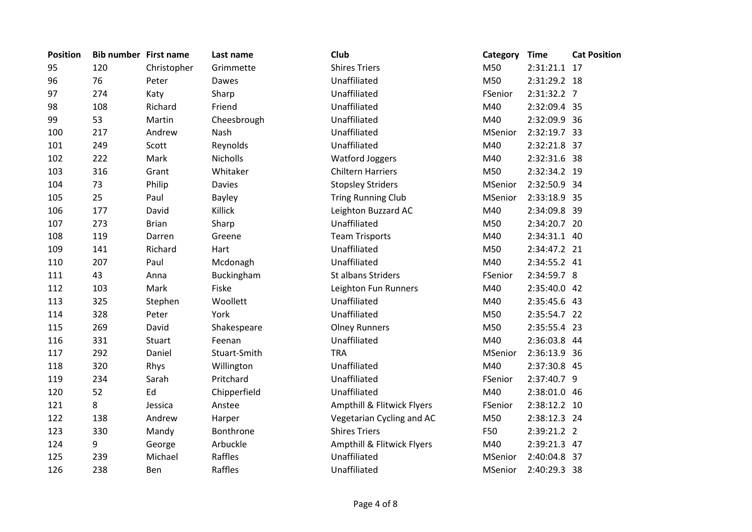| Position | Bib number | First name | Last name | Club | Category | Time | Cat Position |
|---|---|---|---|---|---|---|---|
| 95 | 120 | Christopher | Grimmette | Shires Triers | M50 | 2:31:21.1 | 17 |
| 96 | 76 | Peter | Dawes | Unaffiliated | M50 | 2:31:29.2 | 18 |
| 97 | 274 | Katy | Sharp | Unaffiliated | FSenior | 2:31:32.2 | 7 |
| 98 | 108 | Richard | Friend | Unaffiliated | M40 | 2:32:09.4 | 35 |
| 99 | 53 | Martin | Cheesbrough | Unaffiliated | M40 | 2:32:09.9 | 36 |
| 100 | 217 | Andrew | Nash | Unaffiliated | MSenior | 2:32:19.7 | 33 |
| 101 | 249 | Scott | Reynolds | Unaffiliated | M40 | 2:32:21.8 | 37 |
| 102 | 222 | Mark | Nicholls | Watford Joggers | M40 | 2:32:31.6 | 38 |
| 103 | 316 | Grant | Whitaker | Chiltern Harriers | M50 | 2:32:34.2 | 19 |
| 104 | 73 | Philip | Davies | Stopsley Striders | MSenior | 2:32:50.9 | 34 |
| 105 | 25 | Paul | Bayley | Tring Running Club | MSenior | 2:33:18.9 | 35 |
| 106 | 177 | David | Killick | Leighton Buzzard AC | M40 | 2:34:09.8 | 39 |
| 107 | 273 | Brian | Sharp | Unaffiliated | M50 | 2:34:20.7 | 20 |
| 108 | 119 | Darren | Greene | Team Trisports | M40 | 2:34:31.1 | 40 |
| 109 | 141 | Richard | Hart | Unaffiliated | M50 | 2:34:47.2 | 21 |
| 110 | 207 | Paul | Mcdonagh | Unaffiliated | M40 | 2:34:55.2 | 41 |
| 111 | 43 | Anna | Buckingham | St albans Striders | FSenior | 2:34:59.7 | 8 |
| 112 | 103 | Mark | Fiske | Leighton Fun Runners | M40 | 2:35:40.0 | 42 |
| 113 | 325 | Stephen | Woollett | Unaffiliated | M40 | 2:35:45.6 | 43 |
| 114 | 328 | Peter | York | Unaffiliated | M50 | 2:35:54.7 | 22 |
| 115 | 269 | David | Shakespeare | Olney Runners | M50 | 2:35:55.4 | 23 |
| 116 | 331 | Stuart | Feenan | Unaffiliated | M40 | 2:36:03.8 | 44 |
| 117 | 292 | Daniel | Stuart-Smith | TRA | MSenior | 2:36:13.9 | 36 |
| 118 | 320 | Rhys | Willington | Unaffiliated | M40 | 2:37:30.8 | 45 |
| 119 | 234 | Sarah | Pritchard | Unaffiliated | FSenior | 2:37:40.7 | 9 |
| 120 | 52 | Ed | Chipperfield | Unaffiliated | M40 | 2:38:01.0 | 46 |
| 121 | 8 | Jessica | Anstee | Ampthill & Flitwick Flyers | FSenior | 2:38:12.2 | 10 |
| 122 | 138 | Andrew | Harper | Vegetarian Cycling and AC | M50 | 2:38:12.3 | 24 |
| 123 | 330 | Mandy | Bonthrone | Shires Triers | F50 | 2:39:21.2 | 2 |
| 124 | 9 | George | Arbuckle | Ampthill & Flitwick Flyers | M40 | 2:39:21.3 | 47 |
| 125 | 239 | Michael | Raffles | Unaffiliated | MSenior | 2:40:04.8 | 37 |
| 126 | 238 | Ben | Raffles | Unaffiliated | MSenior | 2:40:29.3 | 38 |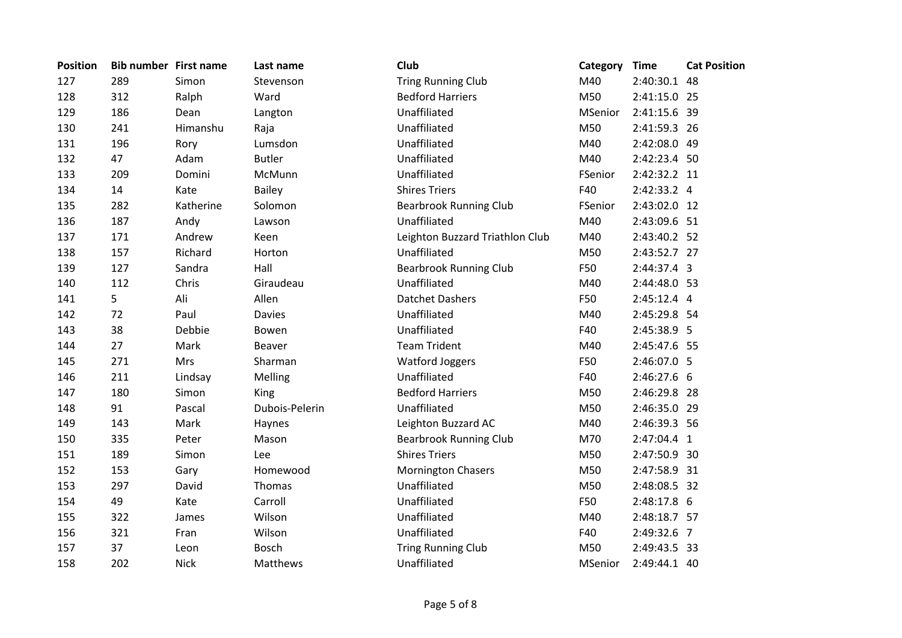| Position | Bib number | First name | Last name | Club | Category | Time | Cat Position |
|---|---|---|---|---|---|---|---|
| 127 | 289 | Simon | Stevenson | Tring Running Club | M40 | 2:40:30.1 | 48 |
| 128 | 312 | Ralph | Ward | Bedford Harriers | M50 | 2:41:15.0 | 25 |
| 129 | 186 | Dean | Langton | Unaffiliated | MSenior | 2:41:15.6 | 39 |
| 130 | 241 | Himanshu | Raja | Unaffiliated | M50 | 2:41:59.3 | 26 |
| 131 | 196 | Rory | Lumsdon | Unaffiliated | M40 | 2:42:08.0 | 49 |
| 132 | 47 | Adam | Butler | Unaffiliated | M40 | 2:42:23.4 | 50 |
| 133 | 209 | Domini | McMunn | Unaffiliated | FSenior | 2:42:32.2 | 11 |
| 134 | 14 | Kate | Bailey | Shires Triers | F40 | 2:42:33.2 | 4 |
| 135 | 282 | Katherine | Solomon | Bearbrook Running Club | FSenior | 2:43:02.0 | 12 |
| 136 | 187 | Andy | Lawson | Unaffiliated | M40 | 2:43:09.6 | 51 |
| 137 | 171 | Andrew | Keen | Leighton Buzzard Triathlon Club | M40 | 2:43:40.2 | 52 |
| 138 | 157 | Richard | Horton | Unaffiliated | M50 | 2:43:52.7 | 27 |
| 139 | 127 | Sandra | Hall | Bearbrook Running Club | F50 | 2:44:37.4 | 3 |
| 140 | 112 | Chris | Giraudeau | Unaffiliated | M40 | 2:44:48.0 | 53 |
| 141 | 5 | Ali | Allen | Datchet Dashers | F50 | 2:45:12.4 | 4 |
| 142 | 72 | Paul | Davies | Unaffiliated | M40 | 2:45:29.8 | 54 |
| 143 | 38 | Debbie | Bowen | Unaffiliated | F40 | 2:45:38.9 | 5 |
| 144 | 27 | Mark | Beaver | Team Trident | M40 | 2:45:47.6 | 55 |
| 145 | 271 | Mrs | Sharman | Watford Joggers | F50 | 2:46:07.0 | 5 |
| 146 | 211 | Lindsay | Melling | Unaffiliated | F40 | 2:46:27.6 | 6 |
| 147 | 180 | Simon | King | Bedford Harriers | M50 | 2:46:29.8 | 28 |
| 148 | 91 | Pascal | Dubois-Pelerin | Unaffiliated | M50 | 2:46:35.0 | 29 |
| 149 | 143 | Mark | Haynes | Leighton Buzzard AC | M40 | 2:46:39.3 | 56 |
| 150 | 335 | Peter | Mason | Bearbrook Running Club | M70 | 2:47:04.4 | 1 |
| 151 | 189 | Simon | Lee | Shires Triers | M50 | 2:47:50.9 | 30 |
| 152 | 153 | Gary | Homewood | Mornington Chasers | M50 | 2:47:58.9 | 31 |
| 153 | 297 | David | Thomas | Unaffiliated | M50 | 2:48:08.5 | 32 |
| 154 | 49 | Kate | Carroll | Unaffiliated | F50 | 2:48:17.8 | 6 |
| 155 | 322 | James | Wilson | Unaffiliated | M40 | 2:48:18.7 | 57 |
| 156 | 321 | Fran | Wilson | Unaffiliated | F40 | 2:49:32.6 | 7 |
| 157 | 37 | Leon | Bosch | Tring Running Club | M50 | 2:49:43.5 | 33 |
| 158 | 202 | Nick | Matthews | Unaffiliated | MSenior | 2:49:44.1 | 40 |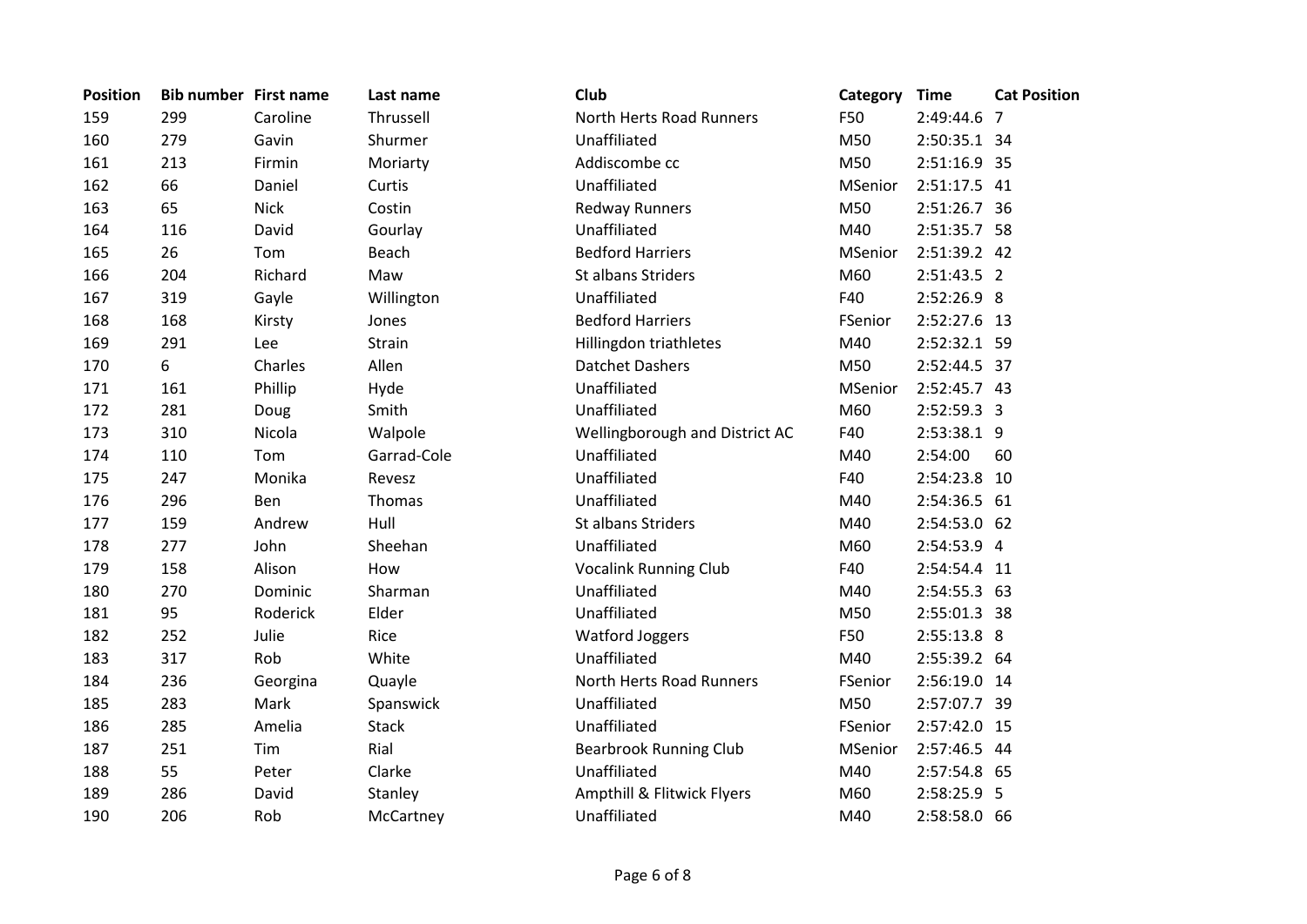| Position | Bib number | First name | Last name | Club | Category | Time | Cat Position |
|---|---|---|---|---|---|---|---|
| 159 | 299 | Caroline | Thrussell | North Herts Road Runners | F50 | 2:49:44.6 | 7 |
| 160 | 279 | Gavin | Shurmer | Unaffiliated | M50 | 2:50:35.1 | 34 |
| 161 | 213 | Firmin | Moriarty | Addiscombe cc | M50 | 2:51:16.9 | 35 |
| 162 | 66 | Daniel | Curtis | Unaffiliated | MSenior | 2:51:17.5 | 41 |
| 163 | 65 | Nick | Costin | Redway Runners | M50 | 2:51:26.7 | 36 |
| 164 | 116 | David | Gourlay | Unaffiliated | M40 | 2:51:35.7 | 58 |
| 165 | 26 | Tom | Beach | Bedford Harriers | MSenior | 2:51:39.2 | 42 |
| 166 | 204 | Richard | Maw | St albans Striders | M60 | 2:51:43.5 | 2 |
| 167 | 319 | Gayle | Willington | Unaffiliated | F40 | 2:52:26.9 | 8 |
| 168 | 168 | Kirsty | Jones | Bedford Harriers | FSenior | 2:52:27.6 | 13 |
| 169 | 291 | Lee | Strain | Hillingdon triathletes | M40 | 2:52:32.1 | 59 |
| 170 | 6 | Charles | Allen | Datchet Dashers | M50 | 2:52:44.5 | 37 |
| 171 | 161 | Phillip | Hyde | Unaffiliated | MSenior | 2:52:45.7 | 43 |
| 172 | 281 | Doug | Smith | Unaffiliated | M60 | 2:52:59.3 | 3 |
| 173 | 310 | Nicola | Walpole | Wellingborough and District AC | F40 | 2:53:38.1 | 9 |
| 174 | 110 | Tom | Garrad-Cole | Unaffiliated | M40 | 2:54:00 | 60 |
| 175 | 247 | Monika | Revesz | Unaffiliated | F40 | 2:54:23.8 | 10 |
| 176 | 296 | Ben | Thomas | Unaffiliated | M40 | 2:54:36.5 | 61 |
| 177 | 159 | Andrew | Hull | St albans Striders | M40 | 2:54:53.0 | 62 |
| 178 | 277 | John | Sheehan | Unaffiliated | M60 | 2:54:53.9 | 4 |
| 179 | 158 | Alison | How | Vocalink Running Club | F40 | 2:54:54.4 | 11 |
| 180 | 270 | Dominic | Sharman | Unaffiliated | M40 | 2:54:55.3 | 63 |
| 181 | 95 | Roderick | Elder | Unaffiliated | M50 | 2:55:01.3 | 38 |
| 182 | 252 | Julie | Rice | Watford Joggers | F50 | 2:55:13.8 | 8 |
| 183 | 317 | Rob | White | Unaffiliated | M40 | 2:55:39.2 | 64 |
| 184 | 236 | Georgina | Quayle | North Herts Road Runners | FSenior | 2:56:19.0 | 14 |
| 185 | 283 | Mark | Spanswick | Unaffiliated | M50 | 2:57:07.7 | 39 |
| 186 | 285 | Amelia | Stack | Unaffiliated | FSenior | 2:57:42.0 | 15 |
| 187 | 251 | Tim | Rial | Bearbrook Running Club | MSenior | 2:57:46.5 | 44 |
| 188 | 55 | Peter | Clarke | Unaffiliated | M40 | 2:57:54.8 | 65 |
| 189 | 286 | David | Stanley | Ampthill & Flitwick Flyers | M60 | 2:58:25.9 | 5 |
| 190 | 206 | Rob | McCartney | Unaffiliated | M40 | 2:58:58.0 | 66 |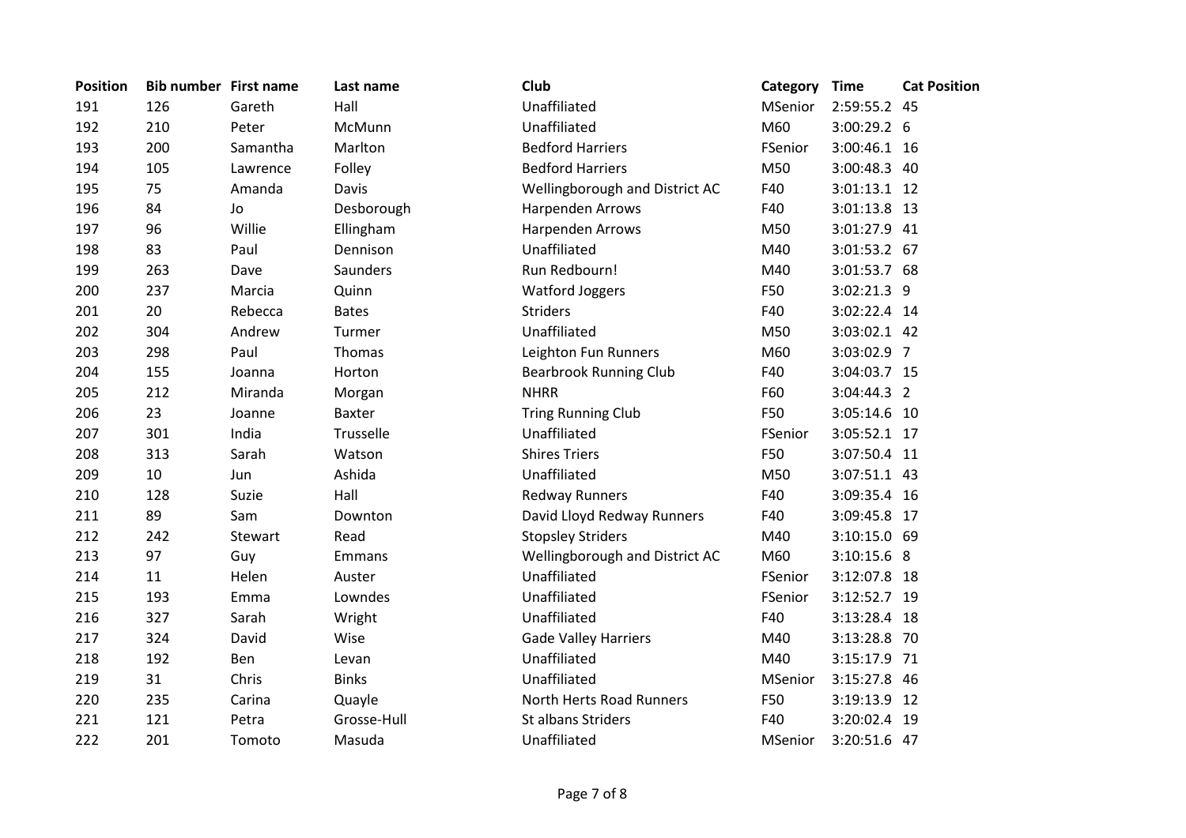| Position | Bib number | First name | Last name | Club | Category | Time | Cat Position |
|---|---|---|---|---|---|---|---|
| 191 | 126 | Gareth | Hall | Unaffiliated | MSenior | 2:59:55.2 | 45 |
| 192 | 210 | Peter | McMunn | Unaffiliated | M60 | 3:00:29.2 | 6 |
| 193 | 200 | Samantha | Marlton | Bedford Harriers | FSenior | 3:00:46.1 | 16 |
| 194 | 105 | Lawrence | Folley | Bedford Harriers | M50 | 3:00:48.3 | 40 |
| 195 | 75 | Amanda | Davis | Wellingborough and District AC | F40 | 3:01:13.1 | 12 |
| 196 | 84 | Jo | Desborough | Harpenden Arrows | F40 | 3:01:13.8 | 13 |
| 197 | 96 | Willie | Ellingham | Harpenden Arrows | M50 | 3:01:27.9 | 41 |
| 198 | 83 | Paul | Dennison | Unaffiliated | M40 | 3:01:53.2 | 67 |
| 199 | 263 | Dave | Saunders | Run Redbourn! | M40 | 3:01:53.7 | 68 |
| 200 | 237 | Marcia | Quinn | Watford Joggers | F50 | 3:02:21.3 | 9 |
| 201 | 20 | Rebecca | Bates | Striders | F40 | 3:02:22.4 | 14 |
| 202 | 304 | Andrew | Turmer | Unaffiliated | M50 | 3:03:02.1 | 42 |
| 203 | 298 | Paul | Thomas | Leighton Fun Runners | M60 | 3:03:02.9 | 7 |
| 204 | 155 | Joanna | Horton | Bearbrook Running Club | F40 | 3:04:03.7 | 15 |
| 205 | 212 | Miranda | Morgan | NHRR | F60 | 3:04:44.3 | 2 |
| 206 | 23 | Joanne | Baxter | Tring Running Club | F50 | 3:05:14.6 | 10 |
| 207 | 301 | India | Trusselle | Unaffiliated | FSenior | 3:05:52.1 | 17 |
| 208 | 313 | Sarah | Watson | Shires Triers | F50 | 3:07:50.4 | 11 |
| 209 | 10 | Jun | Ashida | Unaffiliated | M50 | 3:07:51.1 | 43 |
| 210 | 128 | Suzie | Hall | Redway Runners | F40 | 3:09:35.4 | 16 |
| 211 | 89 | Sam | Downton | David Lloyd Redway Runners | F40 | 3:09:45.8 | 17 |
| 212 | 242 | Stewart | Read | Stopsley Striders | M40 | 3:10:15.0 | 69 |
| 213 | 97 | Guy | Emmans | Wellingborough and District AC | M60 | 3:10:15.6 | 8 |
| 214 | 11 | Helen | Auster | Unaffiliated | FSenior | 3:12:07.8 | 18 |
| 215 | 193 | Emma | Lowndes | Unaffiliated | FSenior | 3:12:52.7 | 19 |
| 216 | 327 | Sarah | Wright | Unaffiliated | F40 | 3:13:28.4 | 18 |
| 217 | 324 | David | Wise | Gade Valley Harriers | M40 | 3:13:28.8 | 70 |
| 218 | 192 | Ben | Levan | Unaffiliated | M40 | 3:15:17.9 | 71 |
| 219 | 31 | Chris | Binks | Unaffiliated | MSenior | 3:15:27.8 | 46 |
| 220 | 235 | Carina | Quayle | North Herts Road Runners | F50 | 3:19:13.9 | 12 |
| 221 | 121 | Petra | Grosse-Hull | St albans Striders | F40 | 3:20:02.4 | 19 |
| 222 | 201 | Tomoto | Masuda | Unaffiliated | MSenior | 3:20:51.6 | 47 |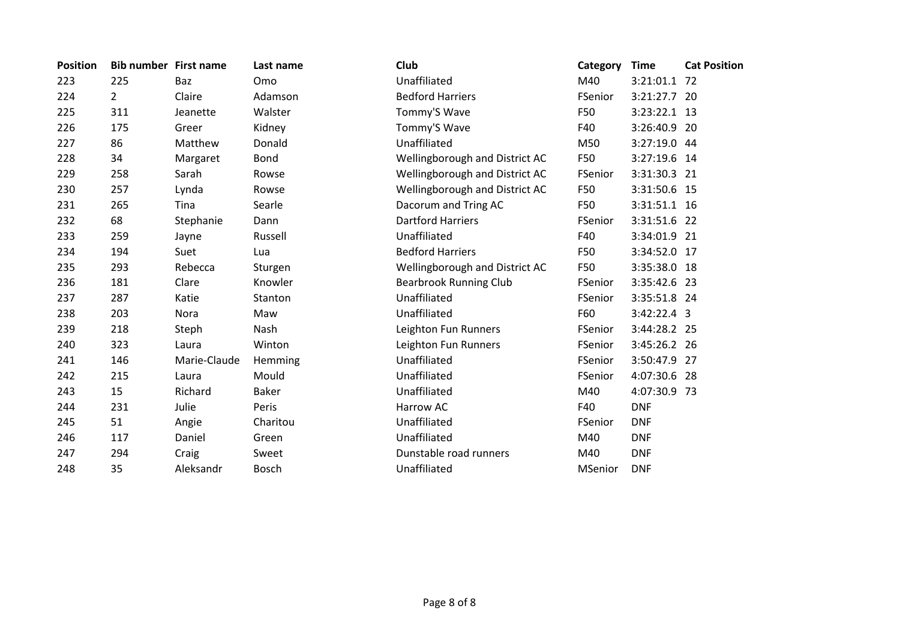| Position | Bib number | First name | Last name | Club | Category | Time | Cat Position |
|---|---|---|---|---|---|---|---|
| 223 | 225 | Baz | Omo | Unaffiliated | M40 | 3:21:01.1 | 72 |
| 224 | 2 | Claire | Adamson | Bedford Harriers | FSenior | 3:21:27.7 | 20 |
| 225 | 311 | Jeanette | Walster | Tommy'S Wave | F50 | 3:23:22.1 | 13 |
| 226 | 175 | Greer | Kidney | Tommy'S Wave | F40 | 3:26:40.9 | 20 |
| 227 | 86 | Matthew | Donald | Unaffiliated | M50 | 3:27:19.0 | 44 |
| 228 | 34 | Margaret | Bond | Wellingborough and District AC | F50 | 3:27:19.6 | 14 |
| 229 | 258 | Sarah | Rowse | Wellingborough and District AC | FSenior | 3:31:30.3 | 21 |
| 230 | 257 | Lynda | Rowse | Wellingborough and District AC | F50 | 3:31:50.6 | 15 |
| 231 | 265 | Tina | Searle | Dacorum and Tring AC | F50 | 3:31:51.1 | 16 |
| 232 | 68 | Stephanie | Dann | Dartford Harriers | FSenior | 3:31:51.6 | 22 |
| 233 | 259 | Jayne | Russell | Unaffiliated | F40 | 3:34:01.9 | 21 |
| 234 | 194 | Suet | Lua | Bedford Harriers | F50 | 3:34:52.0 | 17 |
| 235 | 293 | Rebecca | Sturgen | Wellingborough and District AC | F50 | 3:35:38.0 | 18 |
| 236 | 181 | Clare | Knowler | Bearbrook Running Club | FSenior | 3:35:42.6 | 23 |
| 237 | 287 | Katie | Stanton | Unaffiliated | FSenior | 3:35:51.8 | 24 |
| 238 | 203 | Nora | Maw | Unaffiliated | F60 | 3:42:22.4 | 3 |
| 239 | 218 | Steph | Nash | Leighton Fun Runners | FSenior | 3:44:28.2 | 25 |
| 240 | 323 | Laura | Winton | Leighton Fun Runners | FSenior | 3:45:26.2 | 26 |
| 241 | 146 | Marie-Claude | Hemming | Unaffiliated | FSenior | 3:50:47.9 | 27 |
| 242 | 215 | Laura | Mould | Unaffiliated | FSenior | 4:07:30.6 | 28 |
| 243 | 15 | Richard | Baker | Unaffiliated | M40 | 4:07:30.9 | 73 |
| 244 | 231 | Julie | Peris | Harrow AC | F40 | DNF | |
| 245 | 51 | Angie | Charitou | Unaffiliated | FSenior | DNF | |
| 246 | 117 | Daniel | Green | Unaffiliated | M40 | DNF | |
| 247 | 294 | Craig | Sweet | Dunstable road runners | M40 | DNF | |
| 248 | 35 | Aleksandr | Bosch | Unaffiliated | MSenior | DNF | |